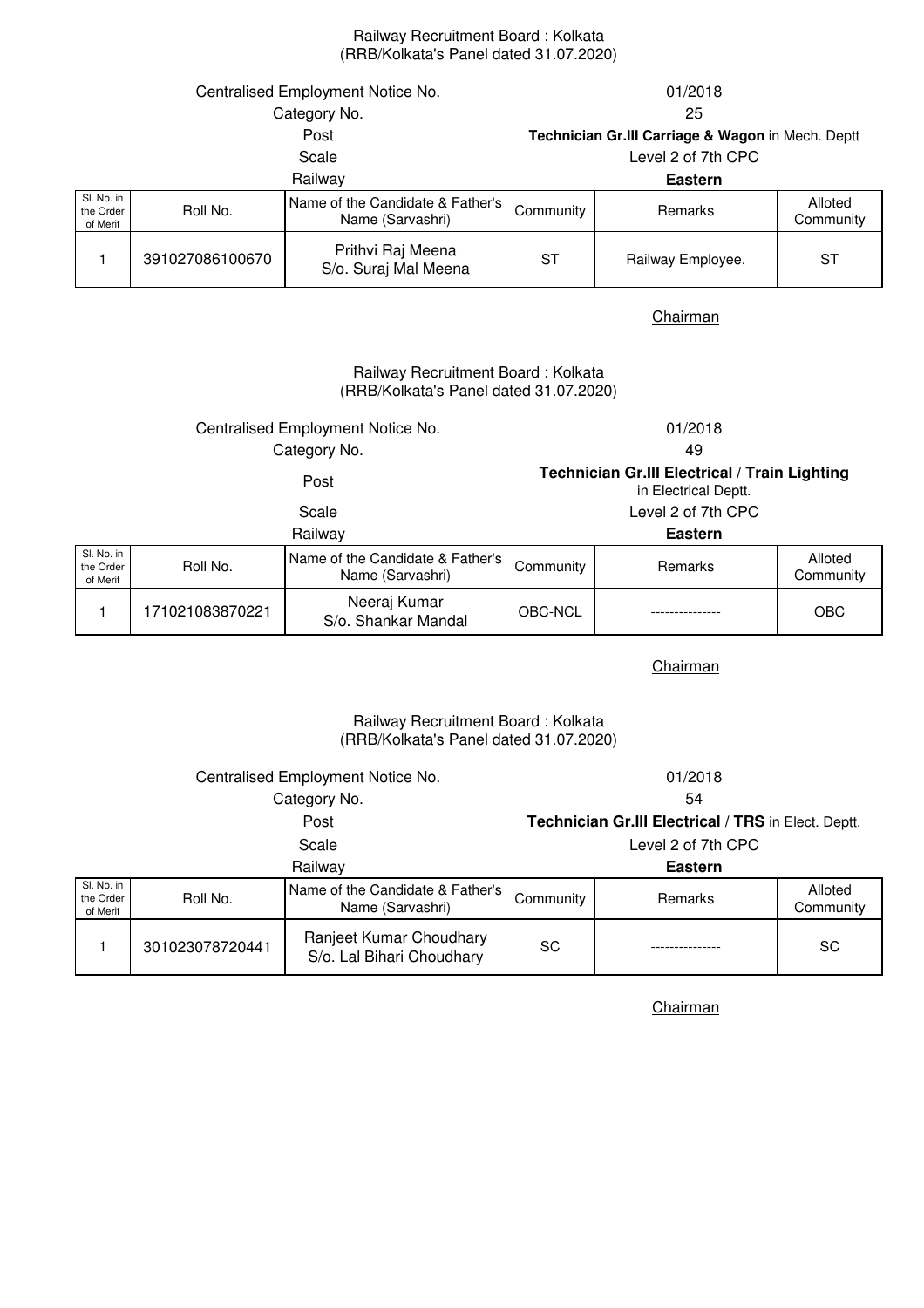Railway Recruitment Board : Kolkata
(RRB/Kolkata's Panel dated 31.07.2020)

Centralised Employment Notice No. 01/2018
Category No. 25
Post **Technician Gr.III Carriage & Wagon** in Mech. Deptt
Scale Level 2 of 7th CPC
Railway **Eastern**

| Sl. No. in the Order of Merit | Roll No. | Name of the Candidate & Father's Name (Sarvashri) | Community | Remarks | Alloted Community |
|---|---|---|---|---|---|
| 1 | 391027086100670 | Prithvi Raj Meena S/o. Suraj Mal Meena | ST | Railway Employee. | ST |

Chairman

Railway Recruitment Board : Kolkata
(RRB/Kolkata's Panel dated 31.07.2020)

Centralised Employment Notice No. 01/2018
Category No. 49
Post **Technician Gr.III Electrical / Train Lighting** in Electrical Deptt.
Scale Level 2 of 7th CPC
Railway **Eastern**

| Sl. No. in the Order of Merit | Roll No. | Name of the Candidate & Father's Name (Sarvashri) | Community | Remarks | Alloted Community |
|---|---|---|---|---|---|
| 1 | 171021083870221 | Neeraj Kumar S/o. Shankar Mandal | OBC-NCL | --------------- | OBC |

Chairman

Railway Recruitment Board : Kolkata
(RRB/Kolkata's Panel dated 31.07.2020)

Centralised Employment Notice No. 01/2018
Category No. 54
Post **Technician Gr.III Electrical / TRS** in Elect. Deptt.
Scale Level 2 of 7th CPC
Railway **Eastern**

| Sl. No. in the Order of Merit | Roll No. | Name of the Candidate & Father's Name (Sarvashri) | Community | Remarks | Alloted Community |
|---|---|---|---|---|---|
| 1 | 301023078720441 | Ranjeet Kumar Choudhary S/o. Lal Bihari Choudhary | SC | --------------- | SC |

Chairman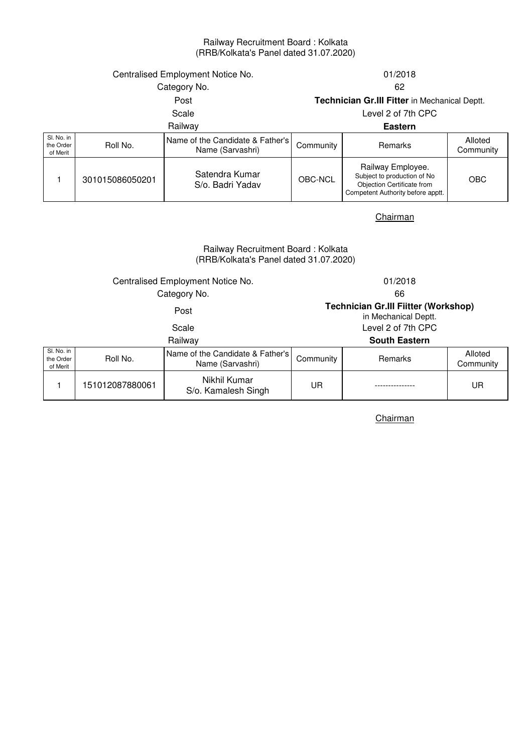Railway Recruitment Board : Kolkata
(RRB/Kolkata's Panel dated 31.07.2020)

| | |
|---|---|
| Centralised Employment Notice No. | 01/2018 |
| Category No. | 62 |
| Post | **Technician Gr.III Fitter** in Mechanical Deptt. |
| Scale | Level 2 of 7th CPC |
| Railway | **Eastern** |

| Sl. No. in the Order of Merit | Roll No. | Name of the Candidate & Father's Name (Sarvashri) | Community | Remarks | Alloted Community |
|---|---|---|---|---|---|
| 1 | 301015086050201 | Satendra Kumar S/o. Badri Yadav | OBC-NCL | Railway Employee. Subject to production of No Objection Certificate from Competent Authority before apptt. | OBC |

Chairman

Railway Recruitment Board : Kolkata
(RRB/Kolkata's Panel dated 31.07.2020)

| | |
|---|---|
| Centralised Employment Notice No. | 01/2018 |
| Category No. | 66 |
| Post | **Technician Gr.III Fiitter (Workshop)** in Mechanical Deptt. |
| Scale | Level 2 of 7th CPC |
| Railway | **South Eastern** |

| Sl. No. in the Order of Merit | Roll No. | Name of the Candidate & Father's Name (Sarvashri) | Community | Remarks | Alloted Community |
|---|---|---|---|---|---|
| 1 | 151012087880061 | Nikhil Kumar S/o. Kamalesh Singh | UR | --------------- | UR |

Chairman